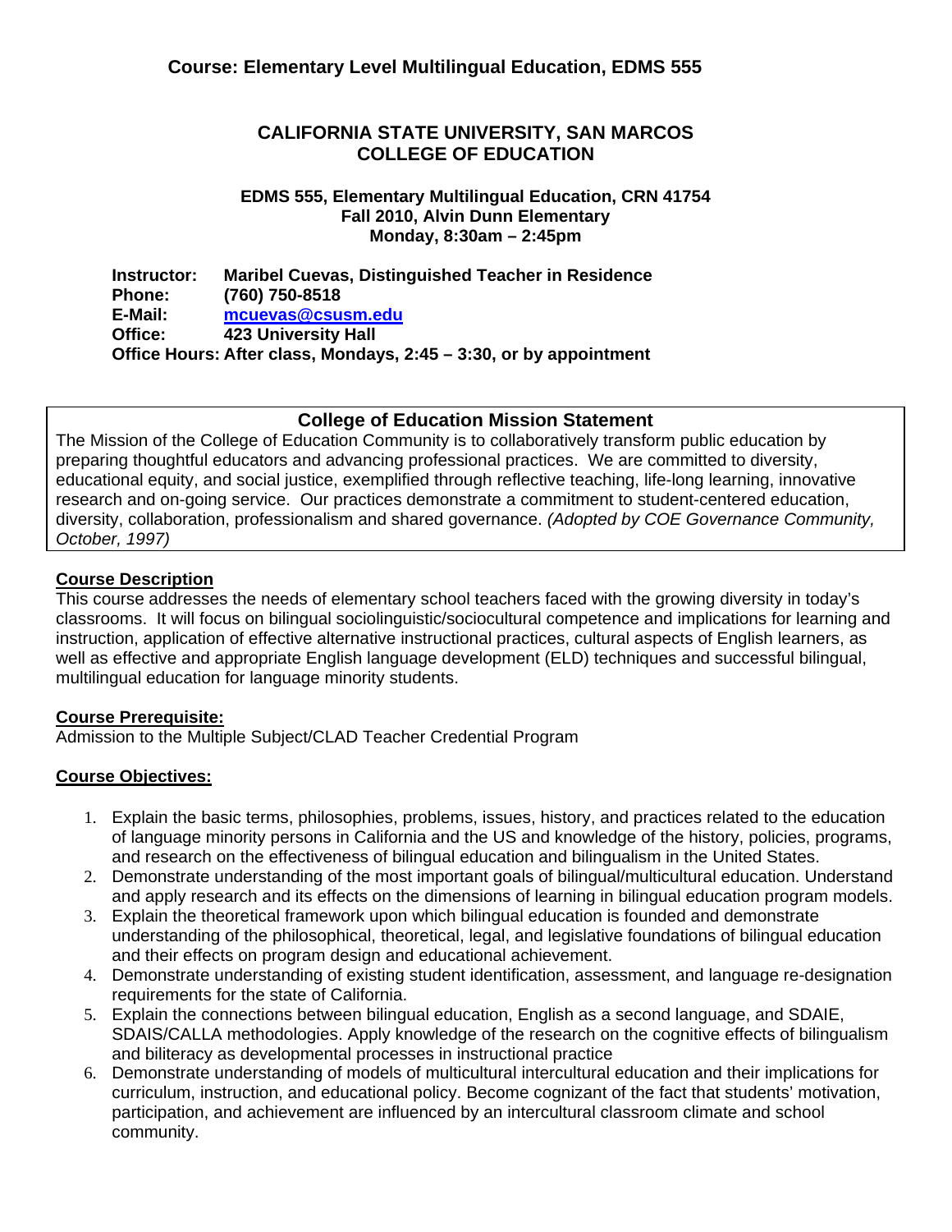## Course: Elementary Level Multilingual Education, EDMS 555

# CALIFORNIA STATE UNIVERSITY, SAN MARCOS
# COLLEGE OF EDUCATION

**EDMS 555, Elementary Multilingual Education, CRN 41754**
**Fall 2010, Alvin Dunn Elementary**
**Monday, 8:30am – 2:45pm**

**Instructor:** **Maribel Cuevas, Distinguished Teacher in Residence**
**Phone:** **(760) 750-8518**
**E-Mail:** **mcuevas@csusm.edu**
**Office:** **423 University Hall**
**Office Hours: After class, Mondays, 2:45 – 3:30, or by appointment**

### College of Education Mission Statement

The Mission of the College of Education Community is to collaboratively transform public education by preparing thoughtful educators and advancing professional practices. We are committed to diversity, educational equity, and social justice, exemplified through reflective teaching, life-long learning, innovative research and on-going service. Our practices demonstrate a commitment to student-centered education, diversity, collaboration, professionalism and shared governance. *(Adopted by COE Governance Community, October, 1997)*

### Course Description

This course addresses the needs of elementary school teachers faced with the growing diversity in today's classrooms. It will focus on bilingual sociolinguistic/sociocultural competence and implications for learning and instruction, application of effective alternative instructional practices, cultural aspects of English learners, as well as effective and appropriate English language development (ELD) techniques and successful bilingual, multilingual education for language minority students.

### Course Prerequisite:

Admission to the Multiple Subject/CLAD Teacher Credential Program

### Course Objectives:

1. Explain the basic terms, philosophies, problems, issues, history, and practices related to the education of language minority persons in California and the US and knowledge of the history, policies, programs, and research on the effectiveness of bilingual education and bilingualism in the United States.
2. Demonstrate understanding of the most important goals of bilingual/multicultural education. Understand and apply research and its effects on the dimensions of learning in bilingual education program models.
3. Explain the theoretical framework upon which bilingual education is founded and demonstrate understanding of the philosophical, theoretical, legal, and legislative foundations of bilingual education and their effects on program design and educational achievement.
4. Demonstrate understanding of existing student identification, assessment, and language re-designation requirements for the state of California.
5. Explain the connections between bilingual education, English as a second language, and SDAIE, SDAIS/CALLA methodologies. Apply knowledge of the research on the cognitive effects of bilingualism and biliteracy as developmental processes in instructional practice
6. Demonstrate understanding of models of multicultural intercultural education and their implications for curriculum, instruction, and educational policy. Become cognizant of the fact that students' motivation, participation, and achievement are influenced by an intercultural classroom climate and school community.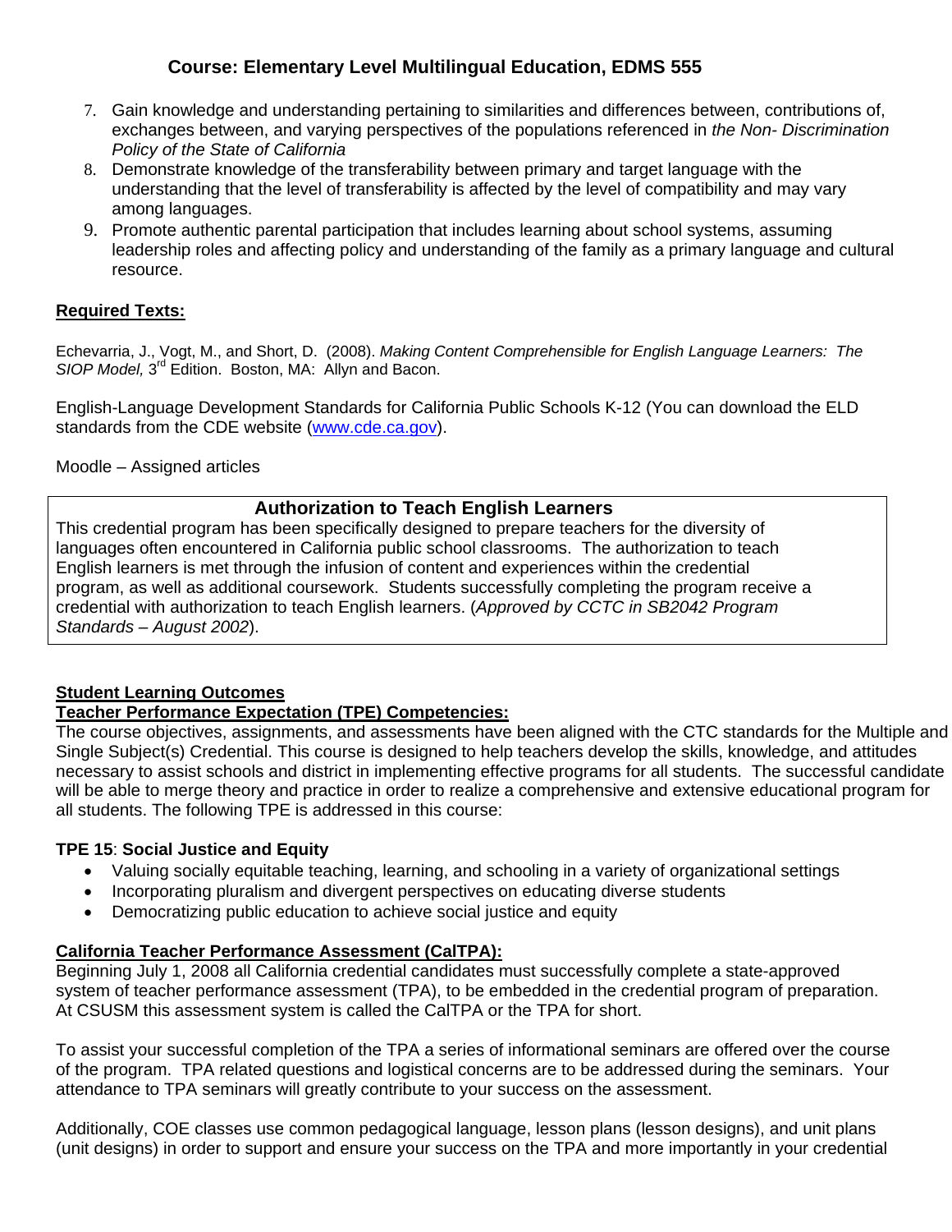7. Gain knowledge and understanding pertaining to similarities and differences between, contributions of, exchanges between, and varying perspectives of the populations referenced in *the Non- Discrimination Policy of the State of California*
8. Demonstrate knowledge of the transferability between primary and target language with the understanding that the level of transferability is affected by the level of compatibility and may vary among languages.
9. Promote authentic parental participation that includes learning about school systems, assuming leadership roles and affecting policy and understanding of the family as a primary language and cultural resource.

**Required Texts:**

Echevarria, J., Vogt, M., and Short, D. (2008). *Making Content Comprehensible for English Language Learners: The SIOP Model,* 3rd Edition. Boston, MA: Allyn and Bacon.

English-Language Development Standards for California Public Schools K-12 (You can download the ELD standards from the CDE website (www.cde.ca.gov).

Moodle – Assigned articles

## Authorization to Teach English Learners

This credential program has been specifically designed to prepare teachers for the diversity of languages often encountered in California public school classrooms. The authorization to teach English learners is met through the infusion of content and experiences within the credential program, as well as additional coursework. Students successfully completing the program receive a credential with authorization to teach English learners. (*Approved by CCTC in SB2042 Program Standards – August 2002*).

**Student Learning Outcomes**

**Teacher Performance Expectation (TPE) Competencies:**

The course objectives, assignments, and assessments have been aligned with the CTC standards for the Multiple and Single Subject(s) Credential. This course is designed to help teachers develop the skills, knowledge, and attitudes necessary to assist schools and district in implementing effective programs for all students. The successful candidate will be able to merge theory and practice in order to realize a comprehensive and extensive educational program for all students. The following TPE is addressed in this course:

**TPE 15**: **Social Justice and Equity**

- Valuing socially equitable teaching, learning, and schooling in a variety of organizational settings
- Incorporating pluralism and divergent perspectives on educating diverse students
- Democratizing public education to achieve social justice and equity

**California Teacher Performance Assessment (CalTPA):**

Beginning July 1, 2008 all California credential candidates must successfully complete a state-approved system of teacher performance assessment (TPA), to be embedded in the credential program of preparation. At CSUSM this assessment system is called the CalTPA or the TPA for short.

To assist your successful completion of the TPA a series of informational seminars are offered over the course of the program. TPA related questions and logistical concerns are to be addressed during the seminars. Your attendance to TPA seminars will greatly contribute to your success on the assessment.

Additionally, COE classes use common pedagogical language, lesson plans (lesson designs), and unit plans (unit designs) in order to support and ensure your success on the TPA and more importantly in your credential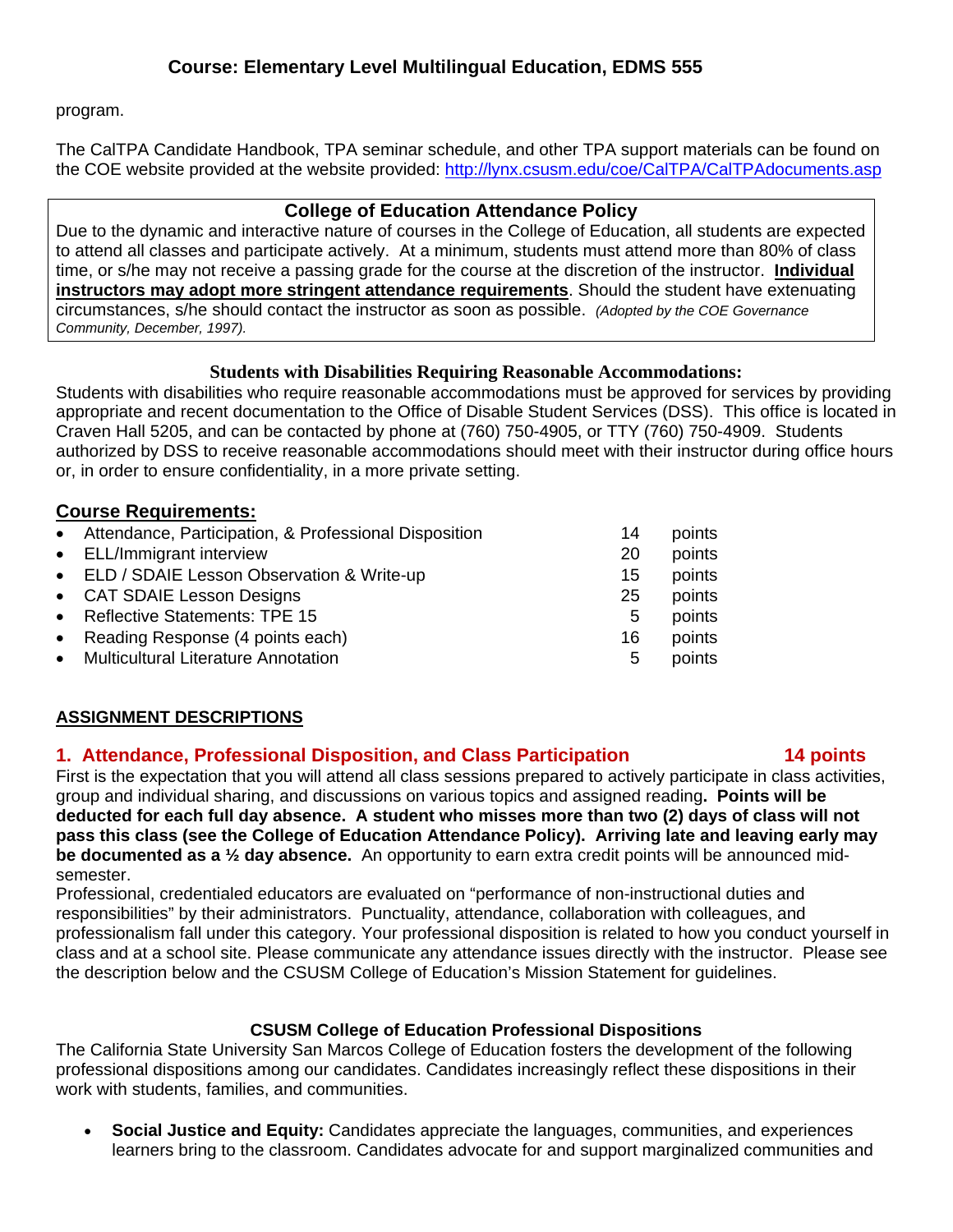program.

The CalTPA Candidate Handbook, TPA seminar schedule, and other TPA support materials can be found on the COE website provided at the website provided: http://lynx.csusm.edu/coe/CalTPA/CalTPAdocuments.asp

### College of Education Attendance Policy

Due to the dynamic and interactive nature of courses in the College of Education, all students are expected to attend all classes and participate actively. At a minimum, students must attend more than 80% of class time, or s/he may not receive a passing grade for the course at the discretion of the instructor. **Individual instructors may adopt more stringent attendance requirements**. Should the student have extenuating circumstances, s/he should contact the instructor as soon as possible. *(Adopted by the COE Governance Community, December, 1997).*

### Students with Disabilities Requiring Reasonable Accommodations:

Students with disabilities who require reasonable accommodations must be approved for services by providing appropriate and recent documentation to the Office of Disable Student Services (DSS). This office is located in Craven Hall 5205, and can be contacted by phone at (760) 750-4905, or TTY (760) 750-4909. Students authorized by DSS to receive reasonable accommodations should meet with their instructor during office hours or, in order to ensure confidentiality, in a more private setting.

## Course Requirements:

- Attendance, Participation, & Professional Disposition — 14 points
- ELL/Immigrant interview — 20 points
- ELD / SDAIE Lesson Observation & Write-up — 15 points
- CAT SDAIE Lesson Designs — 25 points
- Reflective Statements: TPE 15 — 5 points
- Reading Response (4 points each) — 16 points
- Multicultural Literature Annotation — 5 points

## ASSIGNMENT DESCRIPTIONS

### 1. Attendance, Professional Disposition, and Class Participation — 14 points

First is the expectation that you will attend all class sessions prepared to actively participate in class activities, group and individual sharing, and discussions on various topics and assigned reading**. Points will be deducted for each full day absence. A student who misses more than two (2) days of class will not pass this class (see the College of Education Attendance Policy). Arriving late and leaving early may be documented as a ½ day absence.** An opportunity to earn extra credit points will be announced mid-semester.

Professional, credentialed educators are evaluated on "performance of non-instructional duties and responsibilities" by their administrators. Punctuality, attendance, collaboration with colleagues, and professionalism fall under this category. Your professional disposition is related to how you conduct yourself in class and at a school site. Please communicate any attendance issues directly with the instructor. Please see the description below and the CSUSM College of Education's Mission Statement for guidelines.

### CSUSM College of Education Professional Dispositions

The California State University San Marcos College of Education fosters the development of the following professional dispositions among our candidates. Candidates increasingly reflect these dispositions in their work with students, families, and communities.

- **Social Justice and Equity:** Candidates appreciate the languages, communities, and experiences learners bring to the classroom. Candidates advocate for and support marginalized communities and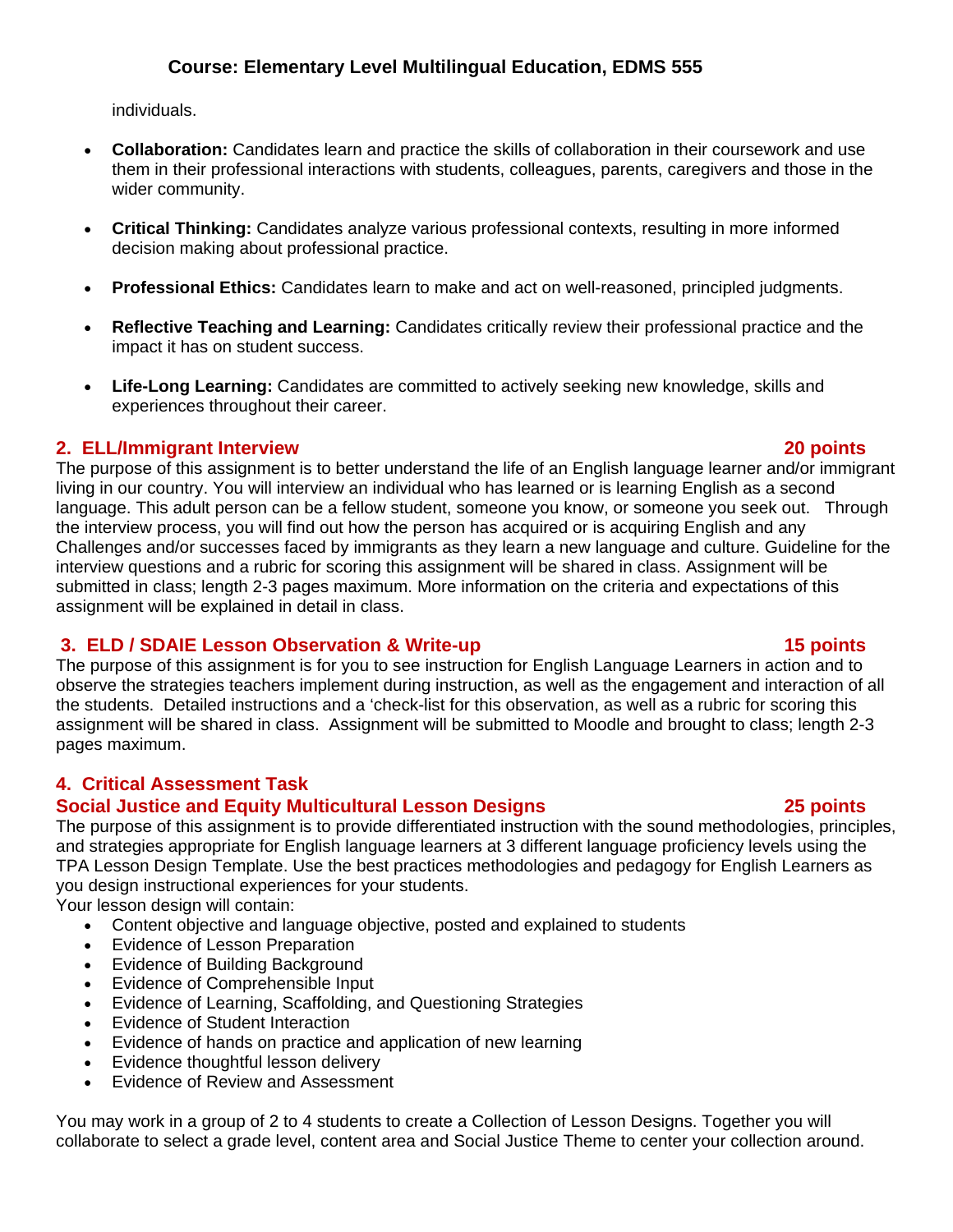individuals.

- **Collaboration:** Candidates learn and practice the skills of collaboration in their coursework and use them in their professional interactions with students, colleagues, parents, caregivers and those in the wider community.

- **Critical Thinking:** Candidates analyze various professional contexts, resulting in more informed decision making about professional practice.

- **Professional Ethics:** Candidates learn to make and act on well-reasoned, principled judgments.

- **Reflective Teaching and Learning:** Candidates critically review their professional practice and the impact it has on student success.

- **Life-Long Learning:** Candidates are committed to actively seeking new knowledge, skills and experiences throughout their career.

### 2. ELL/Immigrant Interview — 20 points

The purpose of this assignment is to better understand the life of an English language learner and/or immigrant living in our country. You will interview an individual who has learned or is learning English as a second language. This adult person can be a fellow student, someone you know, or someone you seek out. Through the interview process, you will find out how the person has acquired or is acquiring English and any Challenges and/or successes faced by immigrants as they learn a new language and culture. Guideline for the interview questions and a rubric for scoring this assignment will be shared in class. Assignment will be submitted in class; length 2-3 pages maximum. More information on the criteria and expectations of this assignment will be explained in detail in class.

### 3. ELD / SDAIE Lesson Observation & Write-up — 15 points

The purpose of this assignment is for you to see instruction for English Language Learners in action and to observe the strategies teachers implement during instruction, as well as the engagement and interaction of all the students. Detailed instructions and a 'check-list for this observation, as well as a rubric for scoring this assignment will be shared in class. Assignment will be submitted to Moodle and brought to class; length 2-3 pages maximum.

### 4. Critical Assessment Task
### Social Justice and Equity Multicultural Lesson Designs — 25 points

The purpose of this assignment is to provide differentiated instruction with the sound methodologies, principles, and strategies appropriate for English language learners at 3 different language proficiency levels using the TPA Lesson Design Template. Use the best practices methodologies and pedagogy for English Learners as you design instructional experiences for your students.

Your lesson design will contain:

- Content objective and language objective, posted and explained to students
- Evidence of Lesson Preparation
- Evidence of Building Background
- Evidence of Comprehensible Input
- Evidence of Learning, Scaffolding, and Questioning Strategies
- Evidence of Student Interaction
- Evidence of hands on practice and application of new learning
- Evidence thoughtful lesson delivery
- Evidence of Review and Assessment

You may work in a group of 2 to 4 students to create a Collection of Lesson Designs. Together you will collaborate to select a grade level, content area and Social Justice Theme to center your collection around.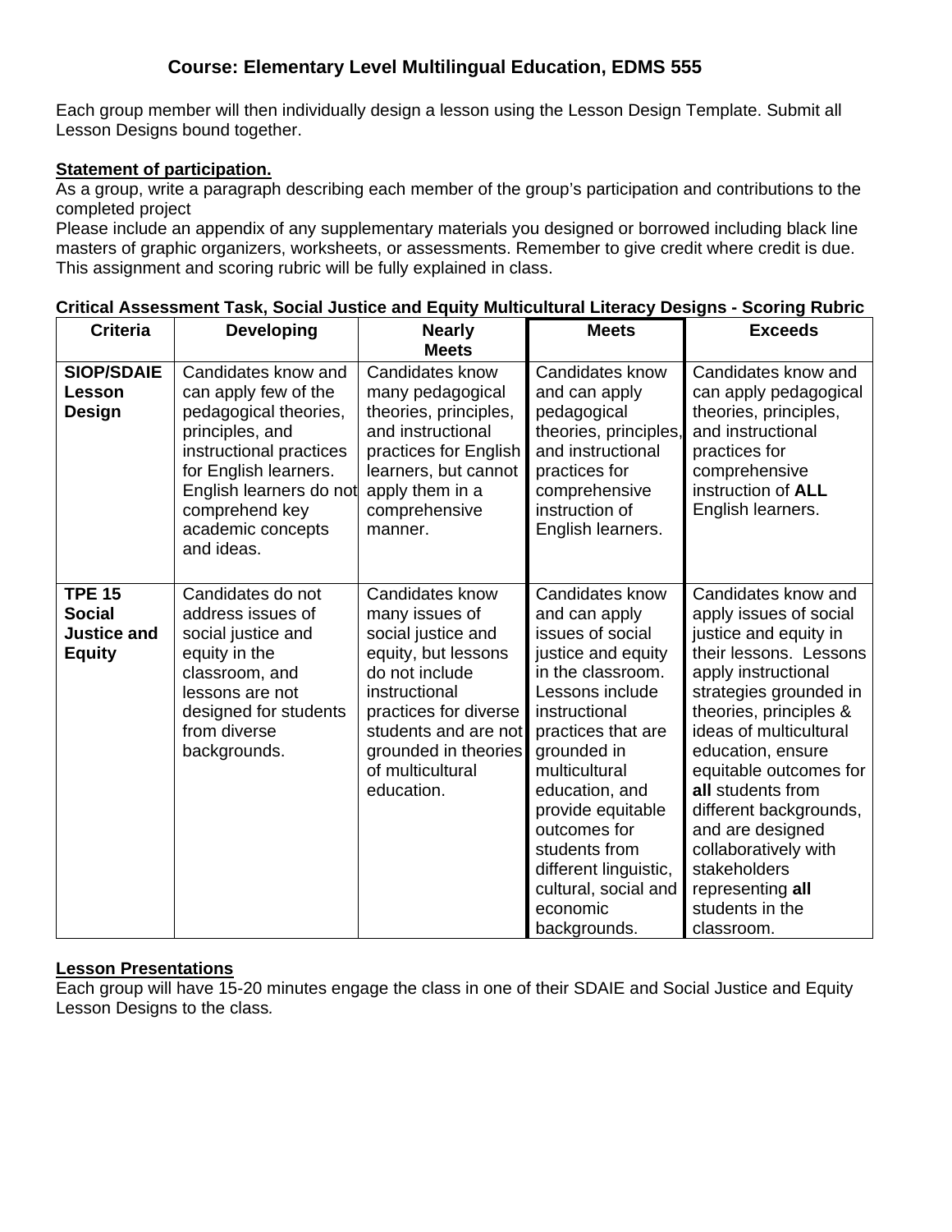## Course: Elementary Level Multilingual Education, EDMS 555

Each group member will then individually design a lesson using the Lesson Design Template. Submit all Lesson Designs bound together.

**Statement of participation.**

As a group, write a paragraph describing each member of the group's participation and contributions to the completed project

Please include an appendix of any supplementary materials you designed or borrowed including black line masters of graphic organizers, worksheets, or assessments. Remember to give credit where credit is due. This assignment and scoring rubric will be fully explained in class.

**Critical Assessment Task, Social Justice and Equity Multicultural Literacy Designs - Scoring Rubric**

| Criteria | Developing | Nearly Meets | Meets | Exceeds |
|---|---|---|---|---|
| **SIOP/SDAIE Lesson Design** | Candidates know and can apply few of the pedagogical theories, principles, and instructional practices for English learners. English learners do not comprehend key academic concepts and ideas. | Candidates know many pedagogical theories, principles, and instructional practices for English learners, but cannot apply them in a comprehensive manner. | Candidates know and can apply pedagogical theories, principles, and instructional practices for comprehensive instruction of English learners. | Candidates know and can apply pedagogical theories, principles, and instructional practices for comprehensive instruction of **ALL** English learners. |
| **TPE 15 Social Justice and Equity** | Candidates do not address issues of social justice and equity in the classroom, and lessons are not designed for students from diverse backgrounds. | Candidates know many issues of social justice and equity, but lessons do not include instructional practices for diverse students and are not grounded in theories of multicultural education. | Candidates know and can apply issues of social justice and equity in the classroom. Lessons include instructional practices that are grounded in multicultural education, and provide equitable outcomes for students from different linguistic, cultural, social and economic backgrounds. | Candidates know and apply issues of social justice and equity in their lessons. Lessons apply instructional strategies grounded in theories, principles & ideas of multicultural education, ensure equitable outcomes for **all** students from different backgrounds, and are designed collaboratively with stakeholders representing **all** students in the classroom. |

**Lesson Presentations**

Each group will have 15-20 minutes engage the class in one of their SDAIE and Social Justice and Equity Lesson Designs to the class.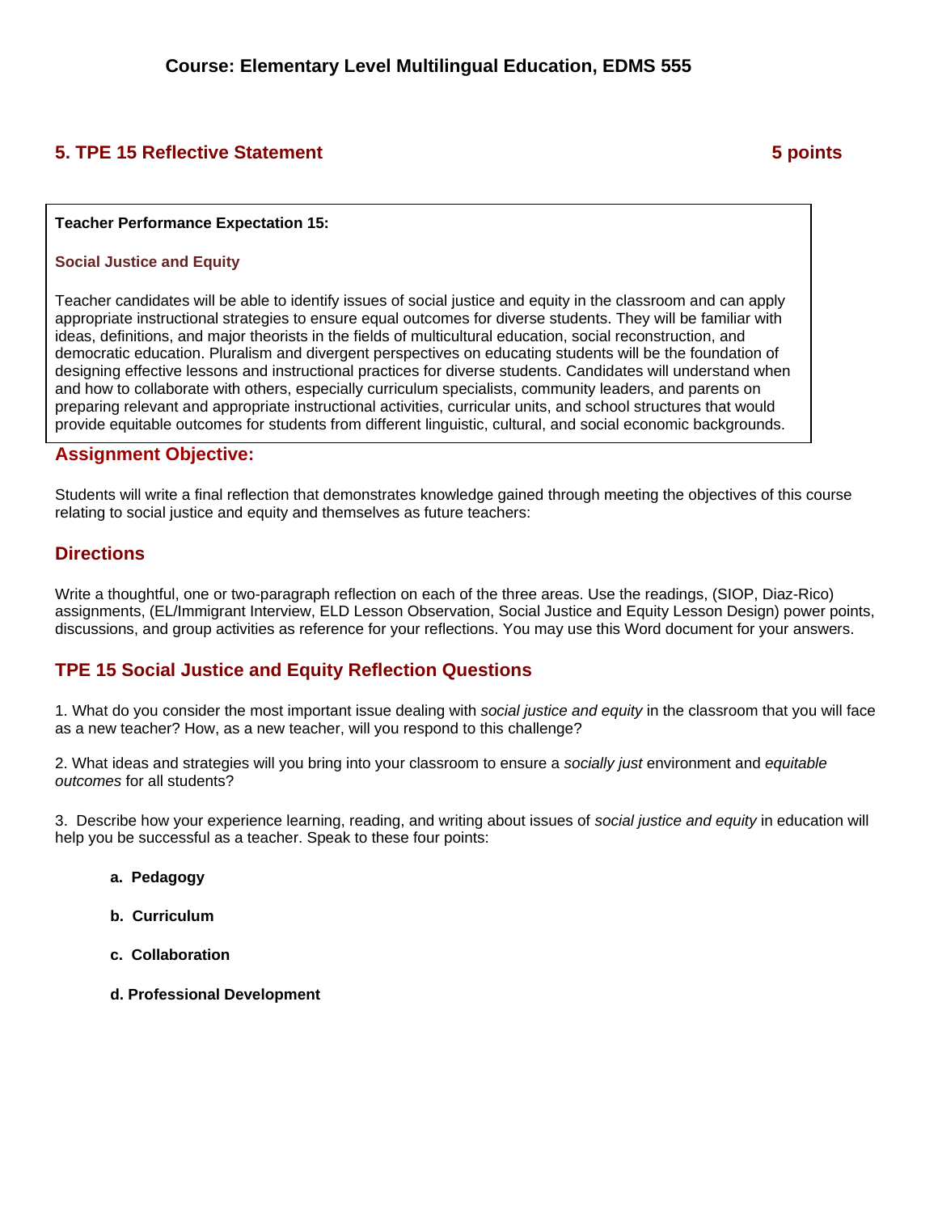**Course: Elementary Level Multilingual Education, EDMS 555**

## 5. TPE 15 Reflective Statement 5 points

**Teacher Performance Expectation 15:**

**Social Justice and Equity**

Teacher candidates will be able to identify issues of social justice and equity in the classroom and can apply appropriate instructional strategies to ensure equal outcomes for diverse students. They will be familiar with ideas, definitions, and major theorists in the fields of multicultural education, social reconstruction, and democratic education. Pluralism and divergent perspectives on educating students will be the foundation of designing effective lessons and instructional practices for diverse students. Candidates will understand when and how to collaborate with others, especially curriculum specialists, community leaders, and parents on preparing relevant and appropriate instructional activities, curricular units, and school structures that would provide equitable outcomes for students from different linguistic, cultural, and social economic backgrounds.

### Assignment Objective:

Students will write a final reflection that demonstrates knowledge gained through meeting the objectives of this course relating to social justice and equity and themselves as future teachers:

### Directions

Write a thoughtful, one or two-paragraph reflection on each of the three areas. Use the readings, (SIOP, Diaz-Rico) assignments, (EL/Immigrant Interview, ELD Lesson Observation, Social Justice and Equity Lesson Design) power points, discussions, and group activities as reference for your reflections. You may use this Word document for your answers.

### TPE 15 Social Justice and Equity Reflection Questions

1. What do you consider the most important issue dealing with *social justice and equity* in the classroom that you will face as a new teacher? How, as a new teacher, will you respond to this challenge?

2. What ideas and strategies will you bring into your classroom to ensure a *socially just* environment and *equitable outcomes* for all students?

3. Describe how your experience learning, reading, and writing about issues of *social justice and equity* in education will help you be successful as a teacher. Speak to these four points:

   **a. Pedagogy**

   **b. Curriculum**

   **c. Collaboration**

   **d. Professional Development**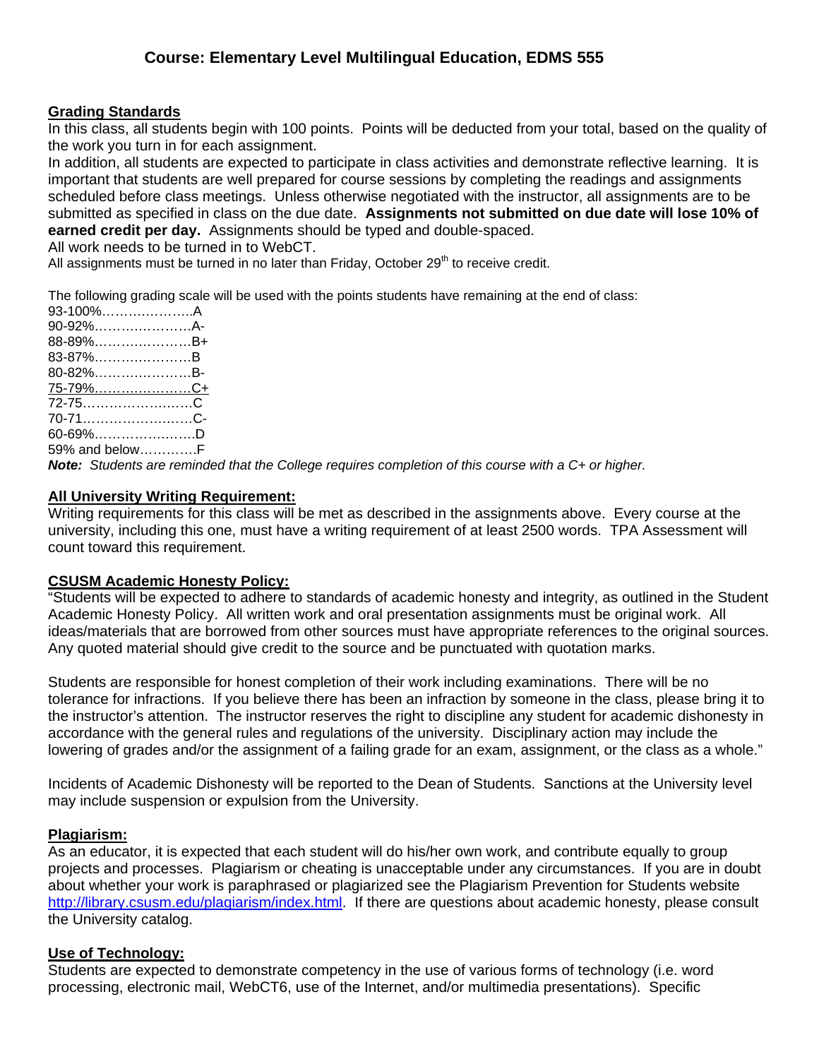# Course: Elementary Level Multilingual Education, EDMS 555

## Grading Standards

In this class, all students begin with 100 points. Points will be deducted from your total, based on the quality of the work you turn in for each assignment.

In addition, all students are expected to participate in class activities and demonstrate reflective learning. It is important that students are well prepared for course sessions by completing the readings and assignments scheduled before class meetings. Unless otherwise negotiated with the instructor, all assignments are to be submitted as specified in class on the due date. **Assignments not submitted on due date will lose 10% of earned credit per day.** Assignments should be typed and double-spaced.

All work needs to be turned in to WebCT.

All assignments must be turned in no later than Friday, October 29th to receive credit.

The following grading scale will be used with the points students have remaining at the end of class:

93-100%………………..A
90-92%…………………A-
88-89%…………………B+
83-87%…………………B
80-82%…………………B-
75-79%…………………C+
72-75……………………C
70-71……………………C-
60-69%…………………..D
59% and below…………F

***Note:*** *Students are reminded that the College requires completion of this course with a C+ or higher.*

## All University Writing Requirement:

Writing requirements for this class will be met as described in the assignments above. Every course at the university, including this one, must have a writing requirement of at least 2500 words. TPA Assessment will count toward this requirement.

## CSUSM Academic Honesty Policy:

"Students will be expected to adhere to standards of academic honesty and integrity, as outlined in the Student Academic Honesty Policy. All written work and oral presentation assignments must be original work. All ideas/materials that are borrowed from other sources must have appropriate references to the original sources. Any quoted material should give credit to the source and be punctuated with quotation marks.

Students are responsible for honest completion of their work including examinations. There will be no tolerance for infractions. If you believe there has been an infraction by someone in the class, please bring it to the instructor's attention. The instructor reserves the right to discipline any student for academic dishonesty in accordance with the general rules and regulations of the university. Disciplinary action may include the lowering of grades and/or the assignment of a failing grade for an exam, assignment, or the class as a whole."

Incidents of Academic Dishonesty will be reported to the Dean of Students. Sanctions at the University level may include suspension or expulsion from the University.

## Plagiarism:

As an educator, it is expected that each student will do his/her own work, and contribute equally to group projects and processes. Plagiarism or cheating is unacceptable under any circumstances. If you are in doubt about whether your work is paraphrased or plagiarized see the Plagiarism Prevention for Students website http://library.csusm.edu/plagiarism/index.html. If there are questions about academic honesty, please consult the University catalog.

## Use of Technology:

Students are expected to demonstrate competency in the use of various forms of technology (i.e. word processing, electronic mail, WebCT6, use of the Internet, and/or multimedia presentations). Specific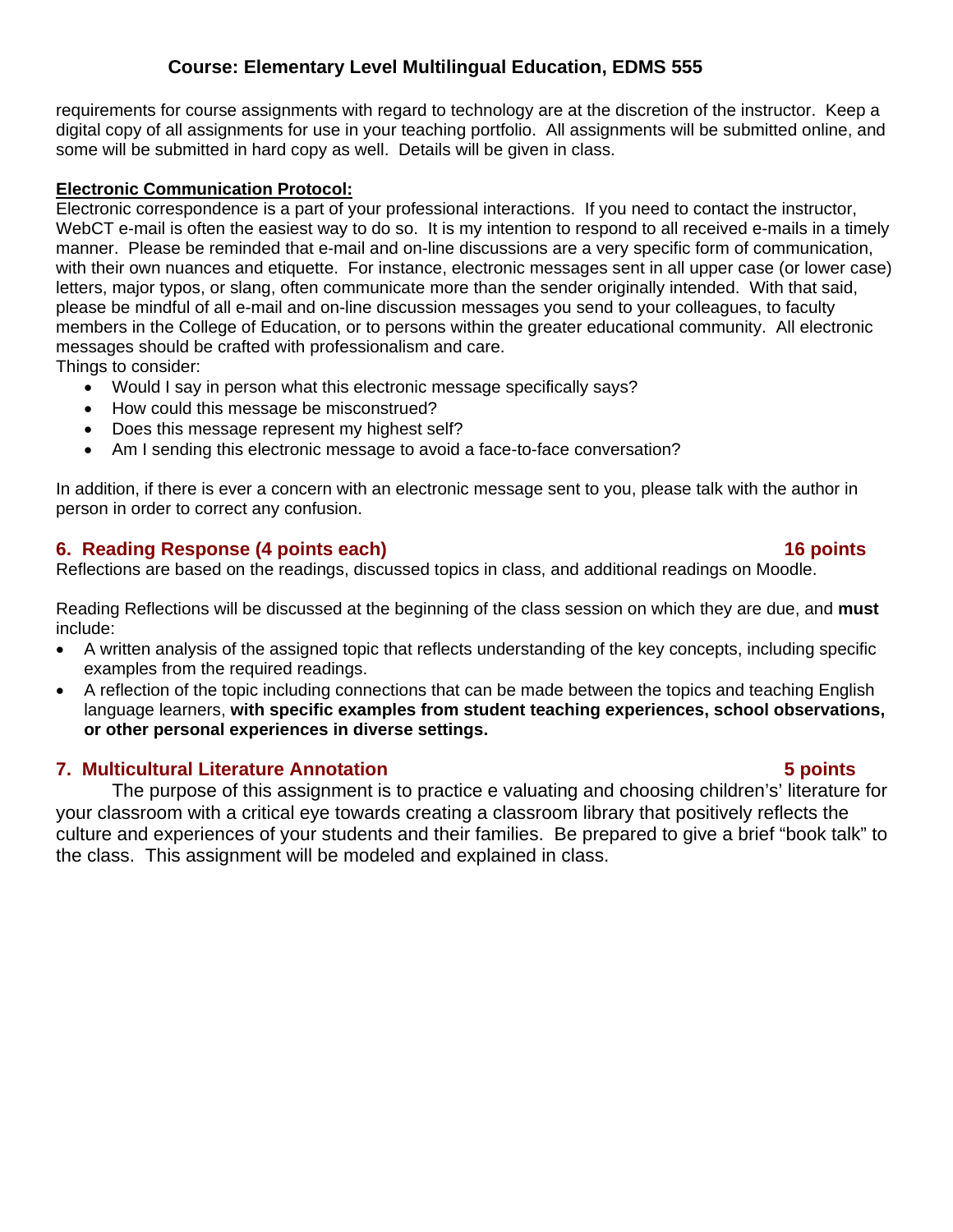requirements for course assignments with regard to technology are at the discretion of the instructor. Keep a digital copy of all assignments for use in your teaching portfolio. All assignments will be submitted online, and some will be submitted in hard copy as well. Details will be given in class.

**Electronic Communication Protocol:**

Electronic correspondence is a part of your professional interactions. If you need to contact the instructor, WebCT e-mail is often the easiest way to do so. It is my intention to respond to all received e-mails in a timely manner. Please be reminded that e-mail and on-line discussions are a very specific form of communication, with their own nuances and etiquette. For instance, electronic messages sent in all upper case (or lower case) letters, major typos, or slang, often communicate more than the sender originally intended. With that said, please be mindful of all e-mail and on-line discussion messages you send to your colleagues, to faculty members in the College of Education, or to persons within the greater educational community. All electronic messages should be crafted with professionalism and care.

Things to consider:

- Would I say in person what this electronic message specifically says?
- How could this message be misconstrued?
- Does this message represent my highest self?
- Am I sending this electronic message to avoid a face-to-face conversation?

In addition, if there is ever a concern with an electronic message sent to you, please talk with the author in person in order to correct any confusion.

### 6. Reading Response (4 points each) — 16 points

Reflections are based on the readings, discussed topics in class, and additional readings on Moodle.

Reading Reflections will be discussed at the beginning of the class session on which they are due, and **must** include:

- A written analysis of the assigned topic that reflects understanding of the key concepts, including specific examples from the required readings.
- A reflection of the topic including connections that can be made between the topics and teaching English language learners, **with specific examples from student teaching experiences, school observations, or other personal experiences in diverse settings.**

### 7. Multicultural Literature Annotation — 5 points

The purpose of this assignment is to practice e valuating and choosing children's' literature for your classroom with a critical eye towards creating a classroom library that positively reflects the culture and experiences of your students and their families. Be prepared to give a brief "book talk" to the class. This assignment will be modeled and explained in class.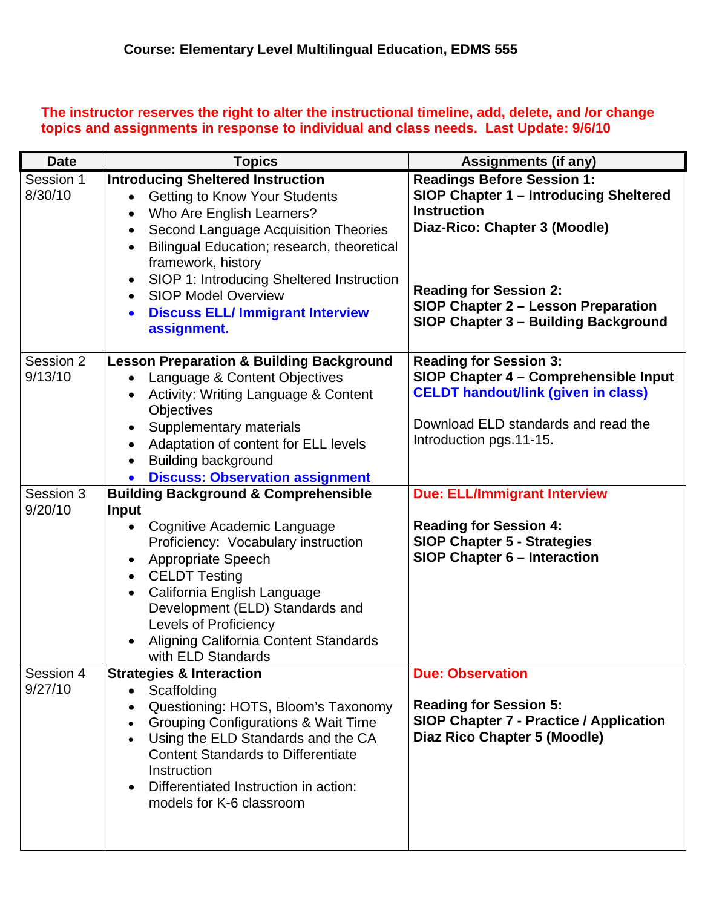**Course: Elementary Level Multilingual Education, EDMS 555**

**The instructor reserves the right to alter the instructional timeline, add, delete, and /or change topics and assignments in response to individual and class needs. Last Update: 9/6/10**

| Date | Topics | Assignments (if any) |
|---|---|---|
| Session 1 8/30/10 | **Introducing Sheltered Instruction**<br>• Getting to Know Your Students<br>• Who Are English Learners?<br>• Second Language Acquisition Theories<br>• Bilingual Education; research, theoretical framework, history<br>• SIOP 1: Introducing Sheltered Instruction<br>• SIOP Model Overview<br>• **Discuss ELL/ Immigrant Interview assignment.** | **Readings Before Session 1:**<br>**SIOP Chapter 1 – Introducing Sheltered Instruction**<br>**Diaz-Rico: Chapter 3 (Moodle)**<br><br>**Reading for Session 2:**<br>**SIOP Chapter 2 – Lesson Preparation**<br>**SIOP Chapter 3 – Building Background** |
| Session 2 9/13/10 | **Lesson Preparation & Building Background**<br>• Language & Content Objectives<br>• Activity: Writing Language & Content Objectives<br>• Supplementary materials<br>• Adaptation of content for ELL levels<br>• Building background<br>• **Discuss: Observation assignment** | **Reading for Session 3:**<br>**SIOP Chapter 4 – Comprehensible Input**<br>**CELDT handout/link (given in class)**<br><br>Download ELD standards and read the Introduction pgs.11-15. |
| Session 3 9/20/10 | **Building Background & Comprehensible Input**<br>• Cognitive Academic Language Proficiency: Vocabulary instruction<br>• Appropriate Speech<br>• CELDT Testing<br>• California English Language Development (ELD) Standards and Levels of Proficiency<br>• Aligning California Content Standards with ELD Standards | **Due: ELL/Immigrant Interview**<br><br>**Reading for Session 4:**<br>**SIOP Chapter 5 - Strategies**<br>**SIOP Chapter 6 – Interaction** |
| Session 4 9/27/10 | **Strategies & Interaction**<br>• Scaffolding<br>• Questioning: HOTS, Bloom's Taxonomy<br>• Grouping Configurations & Wait Time<br>• Using the ELD Standards and the CA Content Standards to Differentiate Instruction<br>• Differentiated Instruction in action: models for K-6 classroom | **Due: Observation**<br><br>**Reading for Session 5:**<br>**SIOP Chapter 7 - Practice / Application**<br>**Diaz Rico Chapter 5 (Moodle)** |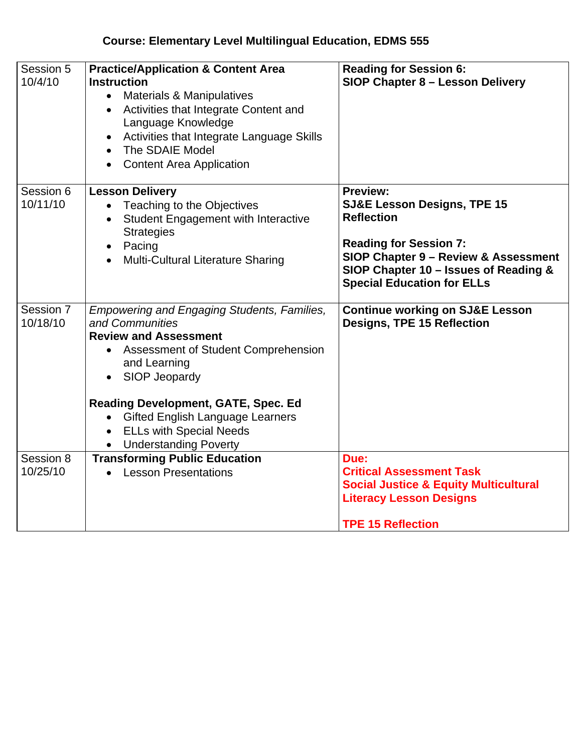**Course: Elementary Level Multilingual Education, EDMS 555**

| | | |
|---|---|---|
| Session 5<br>10/4/10 | **Practice/Application & Content Area Instruction**<br>• Materials & Manipulatives<br>• Activities that Integrate Content and Language Knowledge<br>• Activities that Integrate Language Skills<br>• The SDAIE Model<br>• Content Area Application | **Reading for Session 6:**<br>**SIOP Chapter 8 – Lesson Delivery** |
| Session 6<br>10/11/10 | **Lesson Delivery**<br>• Teaching to the Objectives<br>• Student Engagement with Interactive Strategies<br>• Pacing<br>• Multi-Cultural Literature Sharing | **Preview:**<br>**SJ&E Lesson Designs, TPE 15 Reflection**<br><br>**Reading for Session 7:**<br>**SIOP Chapter 9 – Review & Assessment**<br>**SIOP Chapter 10 – Issues of Reading & Special Education for ELLs** |
| Session 7<br>10/18/10 | *Empowering and Engaging Students, Families, and Communities*<br>**Review and Assessment**<br>• Assessment of Student Comprehension and Learning<br>• SIOP Jeopardy<br><br>**Reading Development, GATE, Spec. Ed**<br>• Gifted English Language Learners<br>• ELLs with Special Needs<br>• Understanding Poverty | **Continue working on SJ&E Lesson Designs, TPE 15 Reflection** |
| Session 8<br>10/25/10 | **Transforming Public Education**<br>• Lesson Presentations | **Due:**<br>**Critical Assessment Task**<br>**Social Justice & Equity Multicultural Literacy Lesson Designs**<br><br>**TPE 15 Reflection** |